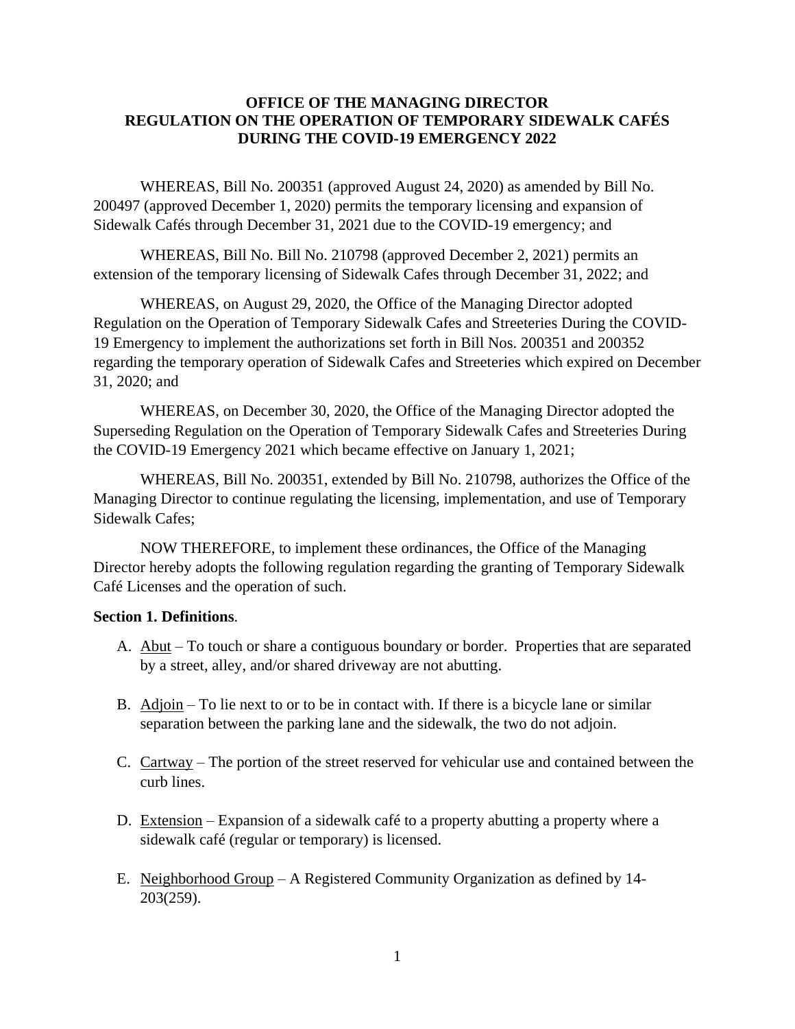**OFFICE OF THE MANAGING DIRECTOR**
**REGULATION ON THE OPERATION OF TEMPORARY SIDEWALK CAFÉS DURING THE COVID-19 EMERGENCY 2022**

WHEREAS, Bill No. 200351 (approved August 24, 2020) as amended by Bill No. 200497 (approved December 1, 2020) permits the temporary licensing and expansion of Sidewalk Cafés through December 31, 2021 due to the COVID-19 emergency; and

WHEREAS, Bill No. Bill No. 210798 (approved December 2, 2021) permits an extension of the temporary licensing of Sidewalk Cafes through December 31, 2022; and

WHEREAS, on August 29, 2020, the Office of the Managing Director adopted Regulation on the Operation of Temporary Sidewalk Cafes and Streeteries During the COVID-19 Emergency to implement the authorizations set forth in Bill Nos. 200351 and 200352 regarding the temporary operation of Sidewalk Cafes and Streeteries which expired on December 31, 2020; and

WHEREAS, on December 30, 2020, the Office of the Managing Director adopted the Superseding Regulation on the Operation of Temporary Sidewalk Cafes and Streeteries During the COVID-19 Emergency 2021 which became effective on January 1, 2021;

WHEREAS, Bill No. 200351, extended by Bill No. 210798, authorizes the Office of the Managing Director to continue regulating the licensing, implementation, and use of Temporary Sidewalk Cafes;

NOW THEREFORE, to implement these ordinances, the Office of the Managing Director hereby adopts the following regulation regarding the granting of Temporary Sidewalk Café Licenses and the operation of such.

**Section 1. Definitions**.

A. Abut – To touch or share a contiguous boundary or border. Properties that are separated by a street, alley, and/or shared driveway are not abutting.

B. Adjoin – To lie next to or to be in contact with. If there is a bicycle lane or similar separation between the parking lane and the sidewalk, the two do not adjoin.

C. Cartway – The portion of the street reserved for vehicular use and contained between the curb lines.

D. Extension – Expansion of a sidewalk café to a property abutting a property where a sidewalk café (regular or temporary) is licensed.

E. Neighborhood Group – A Registered Community Organization as defined by 14-203(259).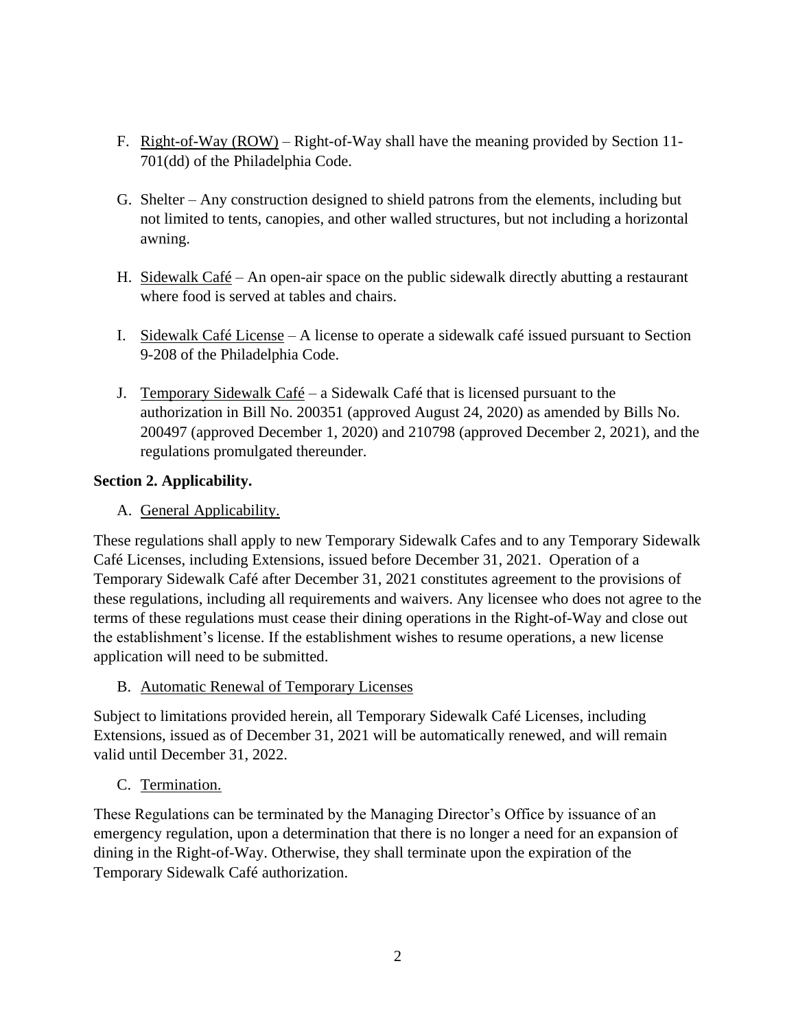F. Right-of-Way (ROW) – Right-of-Way shall have the meaning provided by Section 11-701(dd) of the Philadelphia Code.

G. Shelter – Any construction designed to shield patrons from the elements, including but not limited to tents, canopies, and other walled structures, but not including a horizontal awning.

H. Sidewalk Café – An open-air space on the public sidewalk directly abutting a restaurant where food is served at tables and chairs.

I. Sidewalk Café License – A license to operate a sidewalk café issued pursuant to Section 9-208 of the Philadelphia Code.

J. Temporary Sidewalk Café – a Sidewalk Café that is licensed pursuant to the authorization in Bill No. 200351 (approved August 24, 2020) as amended by Bills No. 200497 (approved December 1, 2020) and 210798 (approved December 2, 2021), and the regulations promulgated thereunder.

**Section 2. Applicability.**

A. General Applicability.

These regulations shall apply to new Temporary Sidewalk Cafes and to any Temporary Sidewalk Café Licenses, including Extensions, issued before December 31, 2021. Operation of a Temporary Sidewalk Café after December 31, 2021 constitutes agreement to the provisions of these regulations, including all requirements and waivers. Any licensee who does not agree to the terms of these regulations must cease their dining operations in the Right-of-Way and close out the establishment's license. If the establishment wishes to resume operations, a new license application will need to be submitted.

B. Automatic Renewal of Temporary Licenses

Subject to limitations provided herein, all Temporary Sidewalk Café Licenses, including Extensions, issued as of December 31, 2021 will be automatically renewed, and will remain valid until December 31, 2022.

C. Termination.

These Regulations can be terminated by the Managing Director's Office by issuance of an emergency regulation, upon a determination that there is no longer a need for an expansion of dining in the Right-of-Way. Otherwise, they shall terminate upon the expiration of the Temporary Sidewalk Café authorization.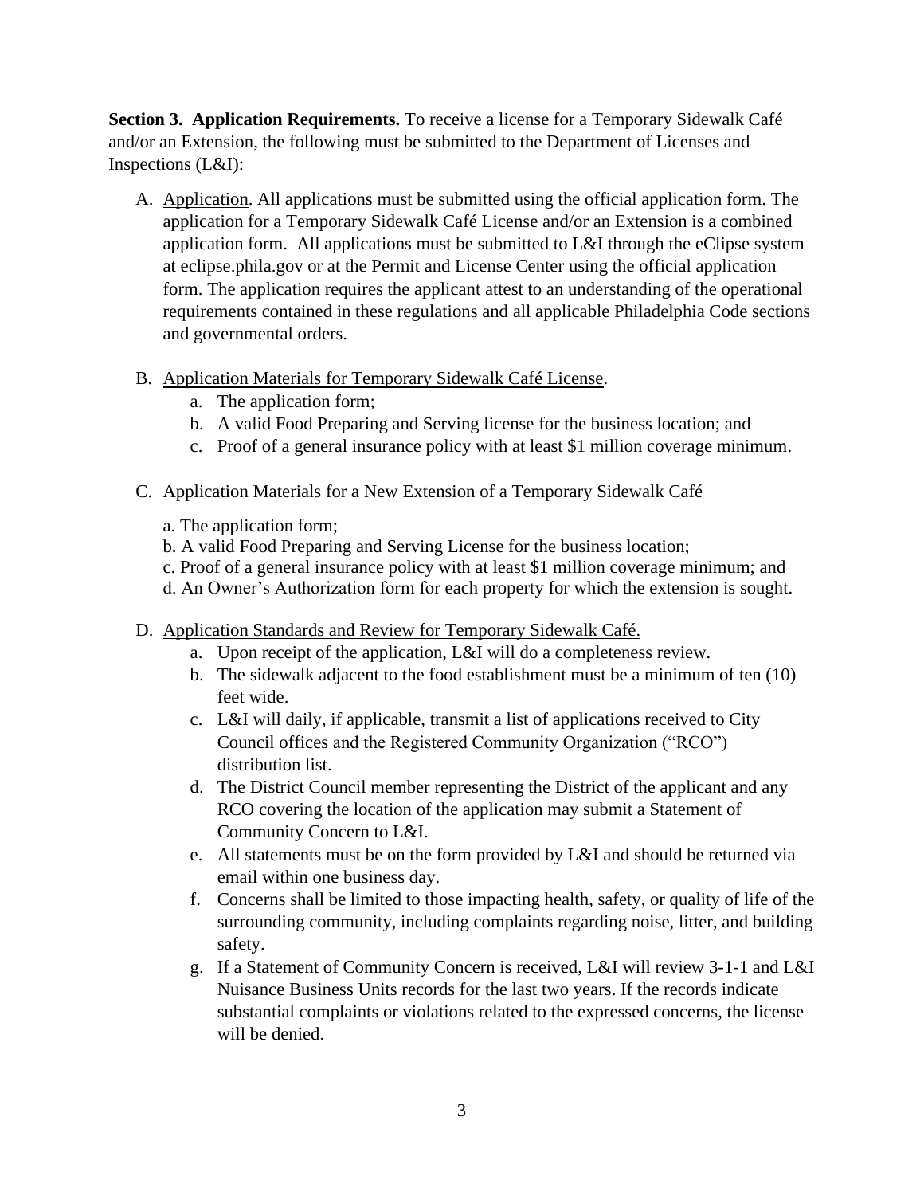**Section 3. Application Requirements.** To receive a license for a Temporary Sidewalk Café and/or an Extension, the following must be submitted to the Department of Licenses and Inspections (L&I):

A. Application. All applications must be submitted using the official application form. The application for a Temporary Sidewalk Café License and/or an Extension is a combined application form. All applications must be submitted to L&I through the eClipse system at eclipse.phila.gov or at the Permit and License Center using the official application form. The application requires the applicant attest to an understanding of the operational requirements contained in these regulations and all applicable Philadelphia Code sections and governmental orders.

B. Application Materials for Temporary Sidewalk Café License.
   a. The application form;
   b. A valid Food Preparing and Serving license for the business location; and
   c. Proof of a general insurance policy with at least $1 million coverage minimum.

C. Application Materials for a New Extension of a Temporary Sidewalk Café
   a. The application form;
   b. A valid Food Preparing and Serving License for the business location;
   c. Proof of a general insurance policy with at least $1 million coverage minimum; and
   d. An Owner's Authorization form for each property for which the extension is sought.

D. Application Standards and Review for Temporary Sidewalk Café.
   a. Upon receipt of the application, L&I will do a completeness review.
   b. The sidewalk adjacent to the food establishment must be a minimum of ten (10) feet wide.
   c. L&I will daily, if applicable, transmit a list of applications received to City Council offices and the Registered Community Organization ("RCO") distribution list.
   d. The District Council member representing the District of the applicant and any RCO covering the location of the application may submit a Statement of Community Concern to L&I.
   e. All statements must be on the form provided by L&I and should be returned via email within one business day.
   f. Concerns shall be limited to those impacting health, safety, or quality of life of the surrounding community, including complaints regarding noise, litter, and building safety.
   g. If a Statement of Community Concern is received, L&I will review 3-1-1 and L&I Nuisance Business Units records for the last two years. If the records indicate substantial complaints or violations related to the expressed concerns, the license will be denied.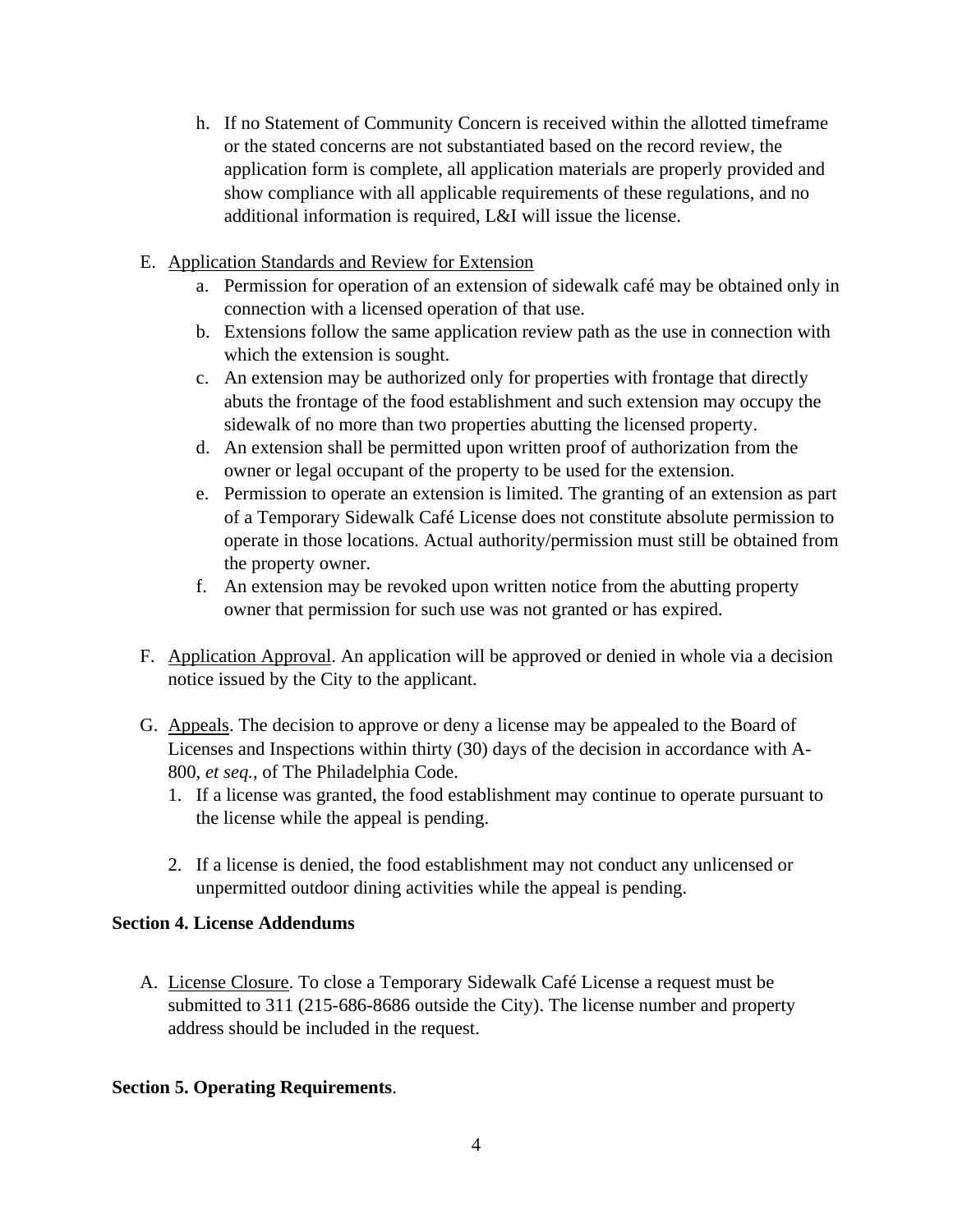h. If no Statement of Community Concern is received within the allotted timeframe or the stated concerns are not substantiated based on the record review, the application form is complete, all application materials are properly provided and show compliance with all applicable requirements of these regulations, and no additional information is required, L&I will issue the license.

E. <u>Application Standards and Review for Extension</u>

a. Permission for operation of an extension of sidewalk café may be obtained only in connection with a licensed operation of that use.

b. Extensions follow the same application review path as the use in connection with which the extension is sought.

c. An extension may be authorized only for properties with frontage that directly abuts the frontage of the food establishment and such extension may occupy the sidewalk of no more than two properties abutting the licensed property.

d. An extension shall be permitted upon written proof of authorization from the owner or legal occupant of the property to be used for the extension.

e. Permission to operate an extension is limited. The granting of an extension as part of a Temporary Sidewalk Café License does not constitute absolute permission to operate in those locations. Actual authority/permission must still be obtained from the property owner.

f. An extension may be revoked upon written notice from the abutting property owner that permission for such use was not granted or has expired.

F. <u>Application Approval</u>. An application will be approved or denied in whole via a decision notice issued by the City to the applicant.

G. <u>Appeals</u>. The decision to approve or deny a license may be appealed to the Board of Licenses and Inspections within thirty (30) days of the decision in accordance with A-800, *et seq.*, of The Philadelphia Code.

1. If a license was granted, the food establishment may continue to operate pursuant to the license while the appeal is pending.

2. If a license is denied, the food establishment may not conduct any unlicensed or unpermitted outdoor dining activities while the appeal is pending.

**Section 4. License Addendums**

A. <u>License Closure</u>. To close a Temporary Sidewalk Café License a request must be submitted to 311 (215-686-8686 outside the City). The license number and property address should be included in the request.

**Section 5. Operating Requirements**.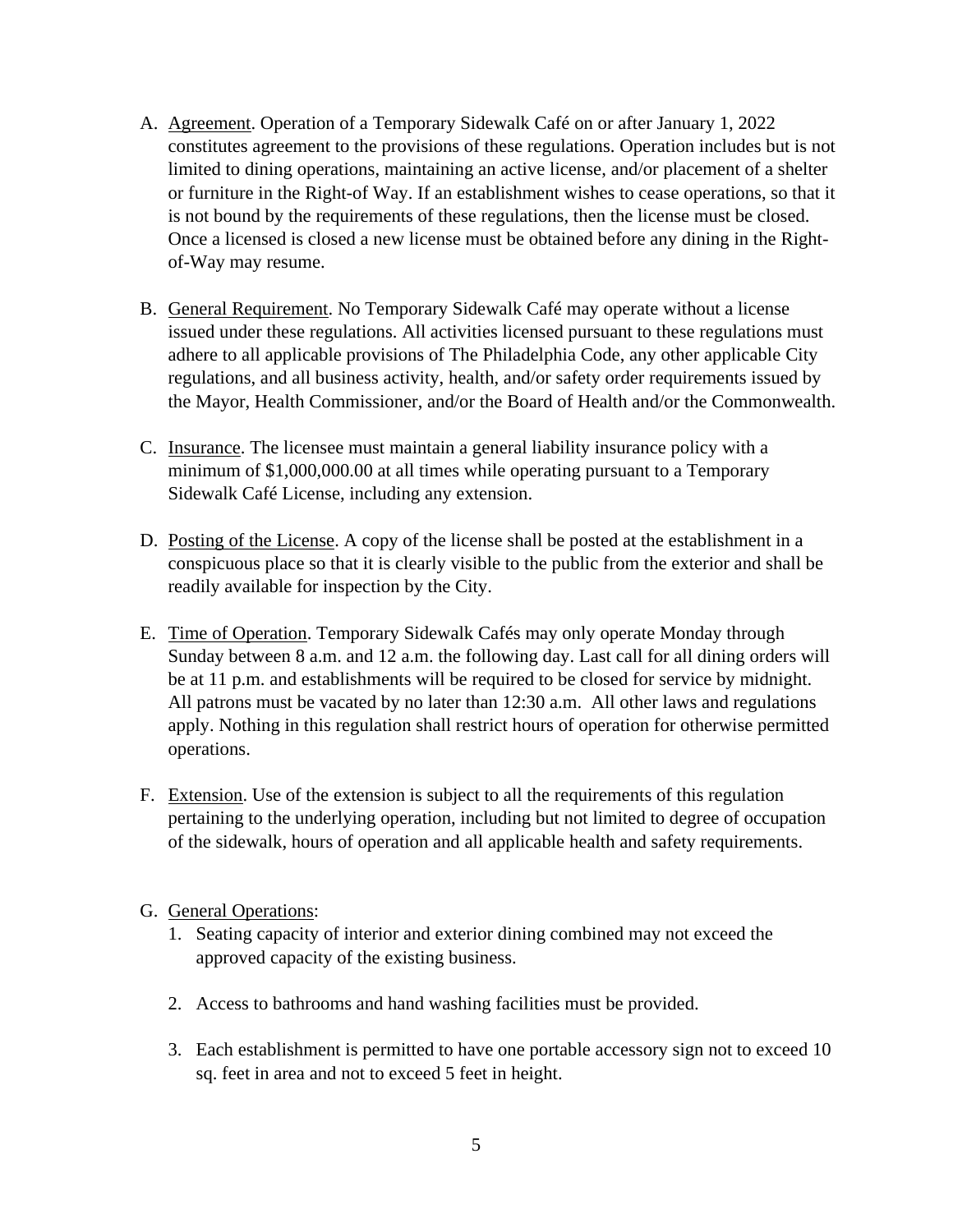A. Agreement. Operation of a Temporary Sidewalk Café on or after January 1, 2022 constitutes agreement to the provisions of these regulations. Operation includes but is not limited to dining operations, maintaining an active license, and/or placement of a shelter or furniture in the Right-of Way. If an establishment wishes to cease operations, so that it is not bound by the requirements of these regulations, then the license must be closed. Once a licensed is closed a new license must be obtained before any dining in the Right-of-Way may resume.

B. General Requirement. No Temporary Sidewalk Café may operate without a license issued under these regulations. All activities licensed pursuant to these regulations must adhere to all applicable provisions of The Philadelphia Code, any other applicable City regulations, and all business activity, health, and/or safety order requirements issued by the Mayor, Health Commissioner, and/or the Board of Health and/or the Commonwealth.

C. Insurance. The licensee must maintain a general liability insurance policy with a minimum of $1,000,000.00 at all times while operating pursuant to a Temporary Sidewalk Café License, including any extension.

D. Posting of the License. A copy of the license shall be posted at the establishment in a conspicuous place so that it is clearly visible to the public from the exterior and shall be readily available for inspection by the City.

E. Time of Operation. Temporary Sidewalk Cafés may only operate Monday through Sunday between 8 a.m. and 12 a.m. the following day. Last call for all dining orders will be at 11 p.m. and establishments will be required to be closed for service by midnight. All patrons must be vacated by no later than 12:30 a.m. All other laws and regulations apply. Nothing in this regulation shall restrict hours of operation for otherwise permitted operations.

F. Extension. Use of the extension is subject to all the requirements of this regulation pertaining to the underlying operation, including but not limited to degree of occupation of the sidewalk, hours of operation and all applicable health and safety requirements.

G. General Operations:
   1. Seating capacity of interior and exterior dining combined may not exceed the approved capacity of the existing business.

   2. Access to bathrooms and hand washing facilities must be provided.

   3. Each establishment is permitted to have one portable accessory sign not to exceed 10 sq. feet in area and not to exceed 5 feet in height.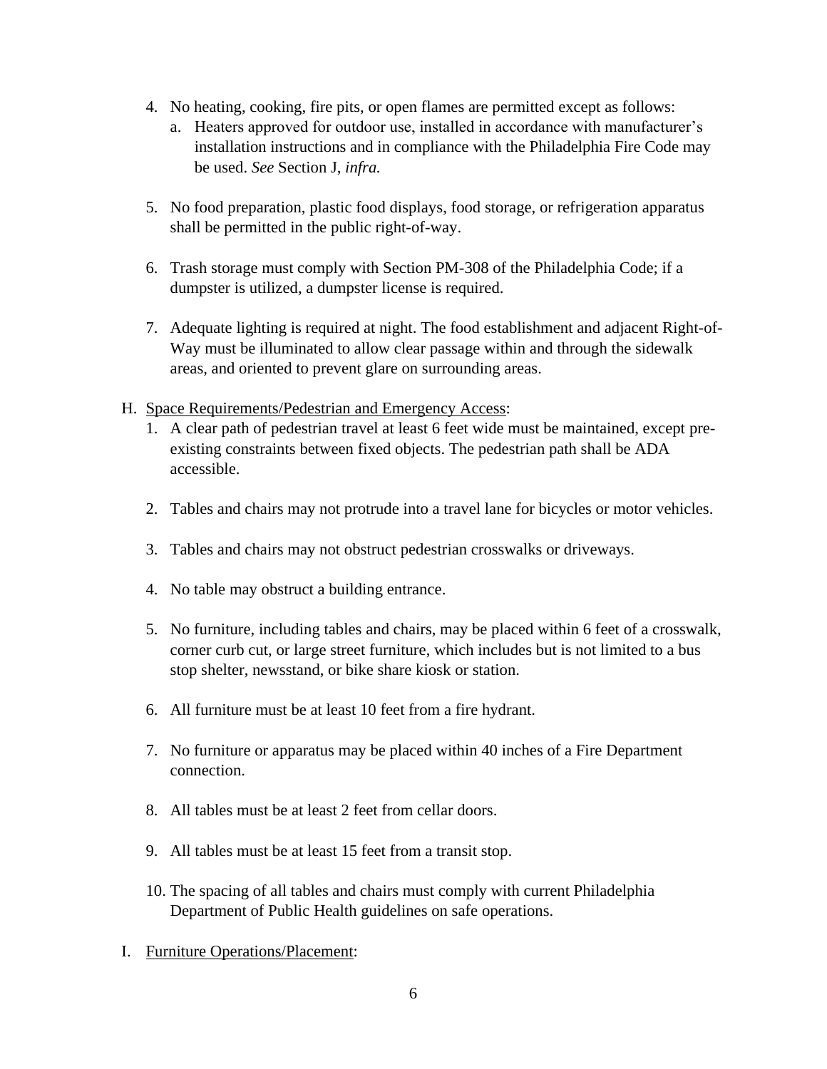4. No heating, cooking, fire pits, or open flames are permitted except as follows:
   a. Heaters approved for outdoor use, installed in accordance with manufacturer's installation instructions and in compliance with the Philadelphia Fire Code may be used. *See* Section J, *infra.*

5. No food preparation, plastic food displays, food storage, or refrigeration apparatus shall be permitted in the public right-of-way.

6. Trash storage must comply with Section PM-308 of the Philadelphia Code; if a dumpster is utilized, a dumpster license is required.

7. Adequate lighting is required at night. The food establishment and adjacent Right-of-Way must be illuminated to allow clear passage within and through the sidewalk areas, and oriented to prevent glare on surrounding areas.

H. Space Requirements/Pedestrian and Emergency Access:
   1. A clear path of pedestrian travel at least 6 feet wide must be maintained, except pre-existing constraints between fixed objects. The pedestrian path shall be ADA accessible.

   2. Tables and chairs may not protrude into a travel lane for bicycles or motor vehicles.

   3. Tables and chairs may not obstruct pedestrian crosswalks or driveways.

   4. No table may obstruct a building entrance.

   5. No furniture, including tables and chairs, may be placed within 6 feet of a crosswalk, corner curb cut, or large street furniture, which includes but is not limited to a bus stop shelter, newsstand, or bike share kiosk or station.

   6. All furniture must be at least 10 feet from a fire hydrant.

   7. No furniture or apparatus may be placed within 40 inches of a Fire Department connection.

   8. All tables must be at least 2 feet from cellar doors.

   9. All tables must be at least 15 feet from a transit stop.

   10. The spacing of all tables and chairs must comply with current Philadelphia Department of Public Health guidelines on safe operations.

I. Furniture Operations/Placement: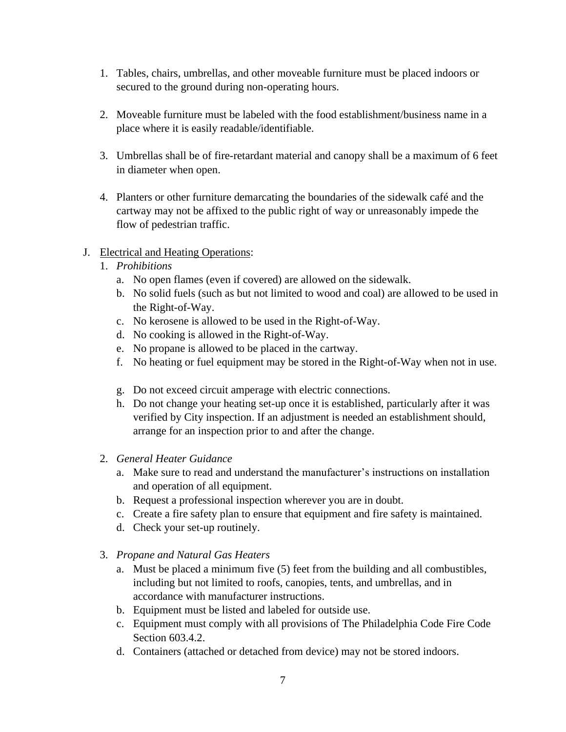1. Tables, chairs, umbrellas, and other moveable furniture must be placed indoors or secured to the ground during non-operating hours.

2. Moveable furniture must be labeled with the food establishment/business name in a place where it is easily readable/identifiable.

3. Umbrellas shall be of fire-retardant material and canopy shall be a maximum of 6 feet in diameter when open.

4. Planters or other furniture demarcating the boundaries of the sidewalk café and the cartway may not be affixed to the public right of way or unreasonably impede the flow of pedestrian traffic.

J. <u>Electrical and Heating Operations</u>:

   1. *Prohibitions*
      a. No open flames (even if covered) are allowed on the sidewalk.
      b. No solid fuels (such as but not limited to wood and coal) are allowed to be used in the Right-of-Way.
      c. No kerosene is allowed to be used in the Right-of-Way.
      d. No cooking is allowed in the Right-of-Way.
      e. No propane is allowed to be placed in the cartway.
      f. No heating or fuel equipment may be stored in the Right-of-Way when not in use.

      g. Do not exceed circuit amperage with electric connections.
      h. Do not change your heating set-up once it is established, particularly after it was verified by City inspection. If an adjustment is needed an establishment should, arrange for an inspection prior to and after the change.

   2. *General Heater Guidance*
      a. Make sure to read and understand the manufacturer's instructions on installation and operation of all equipment.
      b. Request a professional inspection wherever you are in doubt.
      c. Create a fire safety plan to ensure that equipment and fire safety is maintained.
      d. Check your set-up routinely.

   3. *Propane and Natural Gas Heaters*
      a. Must be placed a minimum five (5) feet from the building and all combustibles, including but not limited to roofs, canopies, tents, and umbrellas, and in accordance with manufacturer instructions.
      b. Equipment must be listed and labeled for outside use.
      c. Equipment must comply with all provisions of The Philadelphia Code Fire Code Section 603.4.2.
      d. Containers (attached or detached from device) may not be stored indoors.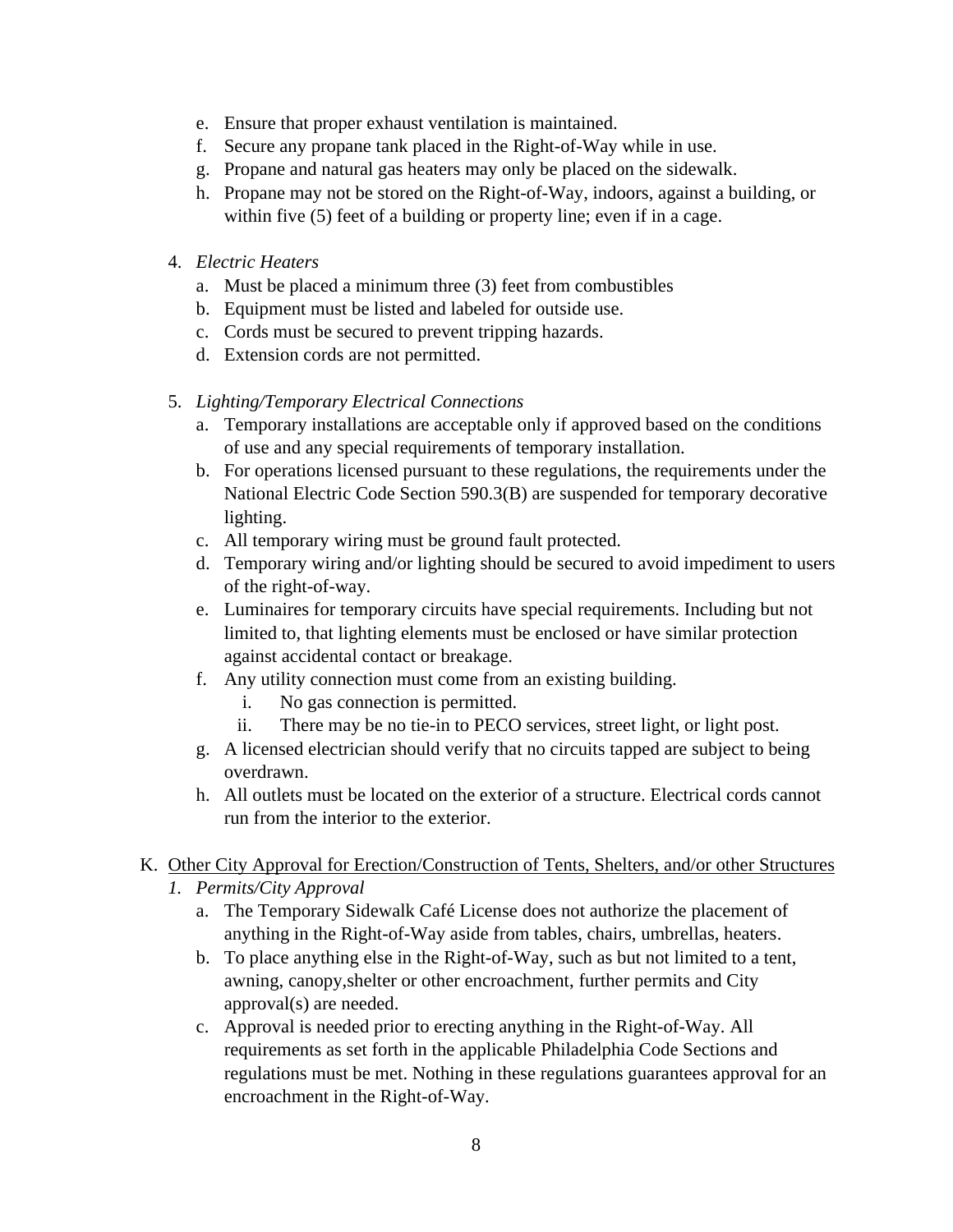e. Ensure that proper exhaust ventilation is maintained.
f. Secure any propane tank placed in the Right-of-Way while in use.
g. Propane and natural gas heaters may only be placed on the sidewalk.
h. Propane may not be stored on the Right-of-Way, indoors, against a building, or within five (5) feet of a building or property line; even if in a cage.

4. *Electric Heaters*
   a. Must be placed a minimum three (3) feet from combustibles
   b. Equipment must be listed and labeled for outside use.
   c. Cords must be secured to prevent tripping hazards.
   d. Extension cords are not permitted.

5. *Lighting/Temporary Electrical Connections*
   a. Temporary installations are acceptable only if approved based on the conditions of use and any special requirements of temporary installation.
   b. For operations licensed pursuant to these regulations, the requirements under the National Electric Code Section 590.3(B) are suspended for temporary decorative lighting.
   c. All temporary wiring must be ground fault protected.
   d. Temporary wiring and/or lighting should be secured to avoid impediment to users of the right-of-way.
   e. Luminaires for temporary circuits have special requirements. Including but not limited to, that lighting elements must be enclosed or have similar protection against accidental contact or breakage.
   f. Any utility connection must come from an existing building.
      i. No gas connection is permitted.
      ii. There may be no tie-in to PECO services, street light, or light post.
   g. A licensed electrician should verify that no circuits tapped are subject to being overdrawn.
   h. All outlets must be located on the exterior of a structure. Electrical cords cannot run from the interior to the exterior.

K. <u>Other City Approval for Erection/Construction of Tents, Shelters, and/or other Structures</u>
   1. *Permits/City Approval*
      a. The Temporary Sidewalk Café License does not authorize the placement of anything in the Right-of-Way aside from tables, chairs, umbrellas, heaters.
      b. To place anything else in the Right-of-Way, such as but not limited to a tent, awning, canopy,shelter or other encroachment, further permits and City approval(s) are needed.
      c. Approval is needed prior to erecting anything in the Right-of-Way. All requirements as set forth in the applicable Philadelphia Code Sections and regulations must be met. Nothing in these regulations guarantees approval for an encroachment in the Right-of-Way.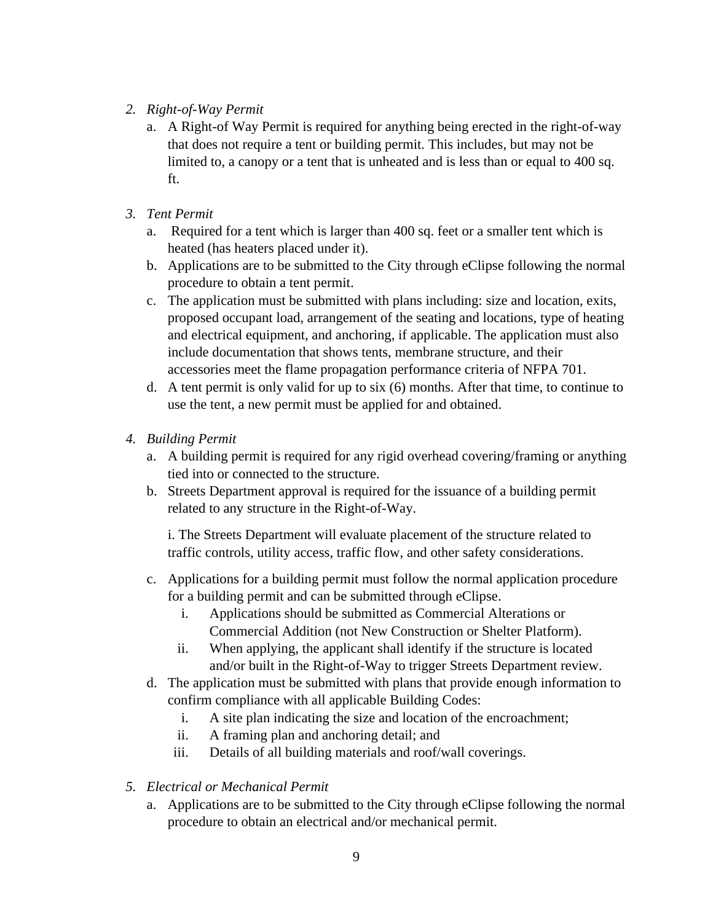2. *Right-of-Way Permit*
    a. A Right-of Way Permit is required for anything being erected in the right-of-way that does not require a tent or building permit. This includes, but may not be limited to, a canopy or a tent that is unheated and is less than or equal to 400 sq. ft.

3. *Tent Permit*
    a. Required for a tent which is larger than 400 sq. feet or a smaller tent which is heated (has heaters placed under it).
    b. Applications are to be submitted to the City through eClipse following the normal procedure to obtain a tent permit.
    c. The application must be submitted with plans including: size and location, exits, proposed occupant load, arrangement of the seating and locations, type of heating and electrical equipment, and anchoring, if applicable. The application must also include documentation that shows tents, membrane structure, and their accessories meet the flame propagation performance criteria of NFPA 701.
    d. A tent permit is only valid for up to six (6) months. After that time, to continue to use the tent, a new permit must be applied for and obtained.

4. *Building Permit*
    a. A building permit is required for any rigid overhead covering/framing or anything tied into or connected to the structure.
    b. Streets Department approval is required for the issuance of a building permit related to any structure in the Right-of-Way.

        i. The Streets Department will evaluate placement of the structure related to traffic controls, utility access, traffic flow, and other safety considerations.

    c. Applications for a building permit must follow the normal application procedure for a building permit and can be submitted through eClipse.
        i. Applications should be submitted as Commercial Alterations or Commercial Addition (not New Construction or Shelter Platform).
        ii. When applying, the applicant shall identify if the structure is located and/or built in the Right-of-Way to trigger Streets Department review.
    d. The application must be submitted with plans that provide enough information to confirm compliance with all applicable Building Codes:
        i. A site plan indicating the size and location of the encroachment;
        ii. A framing plan and anchoring detail; and
        iii. Details of all building materials and roof/wall coverings.

5. *Electrical or Mechanical Permit*
    a. Applications are to be submitted to the City through eClipse following the normal procedure to obtain an electrical and/or mechanical permit.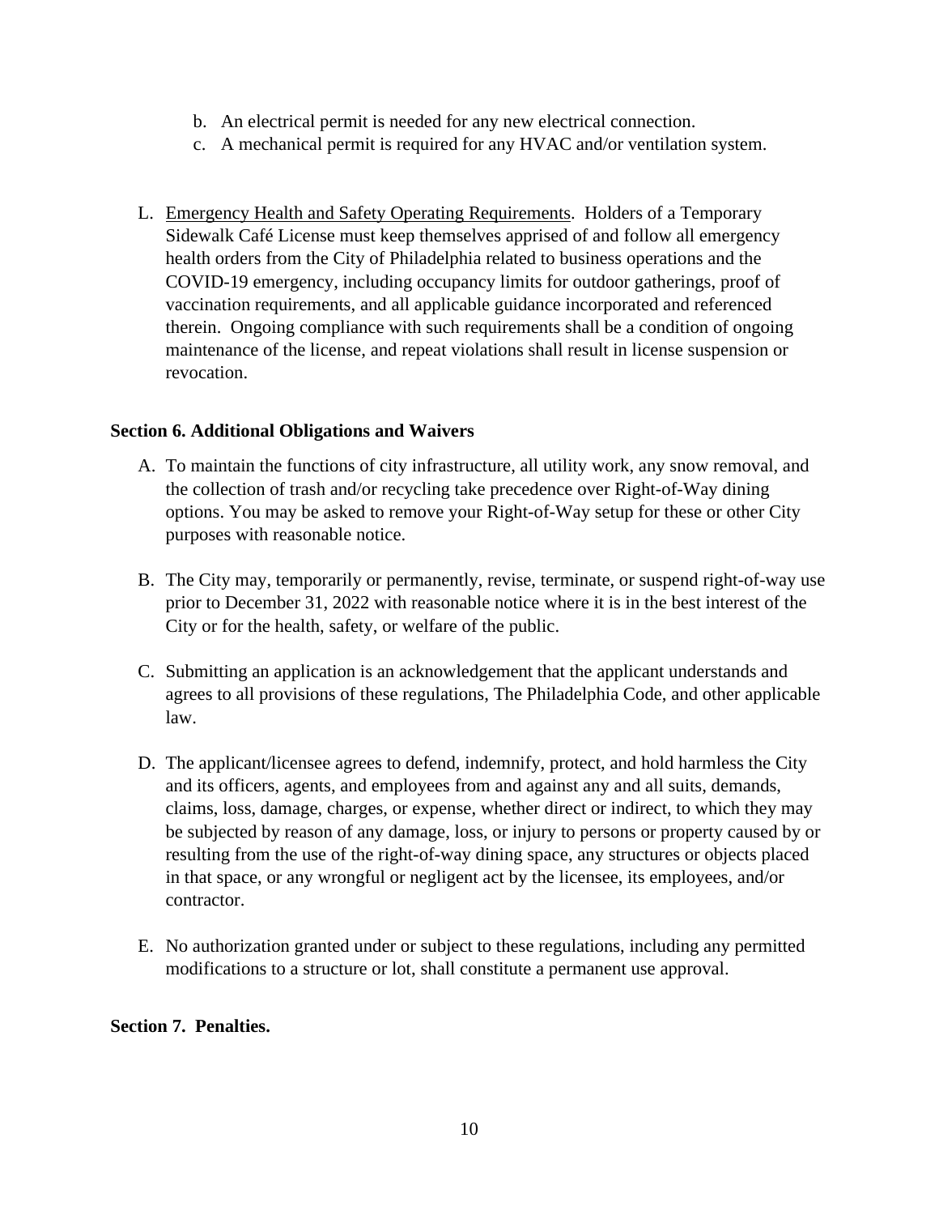b. An electrical permit is needed for any new electrical connection.
   c. A mechanical permit is required for any HVAC and/or ventilation system.

L. <u>Emergency Health and Safety Operating Requirements</u>. Holders of a Temporary Sidewalk Café License must keep themselves apprised of and follow all emergency health orders from the City of Philadelphia related to business operations and the COVID-19 emergency, including occupancy limits for outdoor gatherings, proof of vaccination requirements, and all applicable guidance incorporated and referenced therein. Ongoing compliance with such requirements shall be a condition of ongoing maintenance of the license, and repeat violations shall result in license suspension or revocation.

**Section 6. Additional Obligations and Waivers**

A. To maintain the functions of city infrastructure, all utility work, any snow removal, and the collection of trash and/or recycling take precedence over Right-of-Way dining options. You may be asked to remove your Right-of-Way setup for these or other City purposes with reasonable notice.

B. The City may, temporarily or permanently, revise, terminate, or suspend right-of-way use prior to December 31, 2022 with reasonable notice where it is in the best interest of the City or for the health, safety, or welfare of the public.

C. Submitting an application is an acknowledgement that the applicant understands and agrees to all provisions of these regulations, The Philadelphia Code, and other applicable law.

D. The applicant/licensee agrees to defend, indemnify, protect, and hold harmless the City and its officers, agents, and employees from and against any and all suits, demands, claims, loss, damage, charges, or expense, whether direct or indirect, to which they may be subjected by reason of any damage, loss, or injury to persons or property caused by or resulting from the use of the right-of-way dining space, any structures or objects placed in that space, or any wrongful or negligent act by the licensee, its employees, and/or contractor.

E. No authorization granted under or subject to these regulations, including any permitted modifications to a structure or lot, shall constitute a permanent use approval.

**Section 7. Penalties.**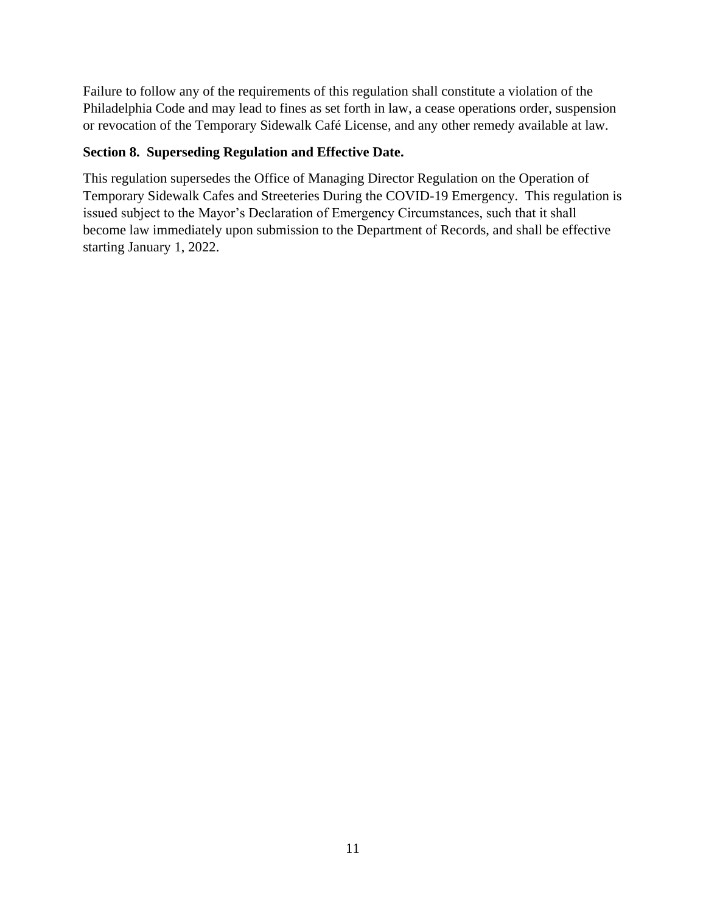Failure to follow any of the requirements of this regulation shall constitute a violation of the Philadelphia Code and may lead to fines as set forth in law, a cease operations order, suspension or revocation of the Temporary Sidewalk Café License, and any other remedy available at law.

**Section 8. Superseding Regulation and Effective Date.**

This regulation supersedes the Office of Managing Director Regulation on the Operation of Temporary Sidewalk Cafes and Streeteries During the COVID-19 Emergency. This regulation is issued subject to the Mayor's Declaration of Emergency Circumstances, such that it shall become law immediately upon submission to the Department of Records, and shall be effective starting January 1, 2022.